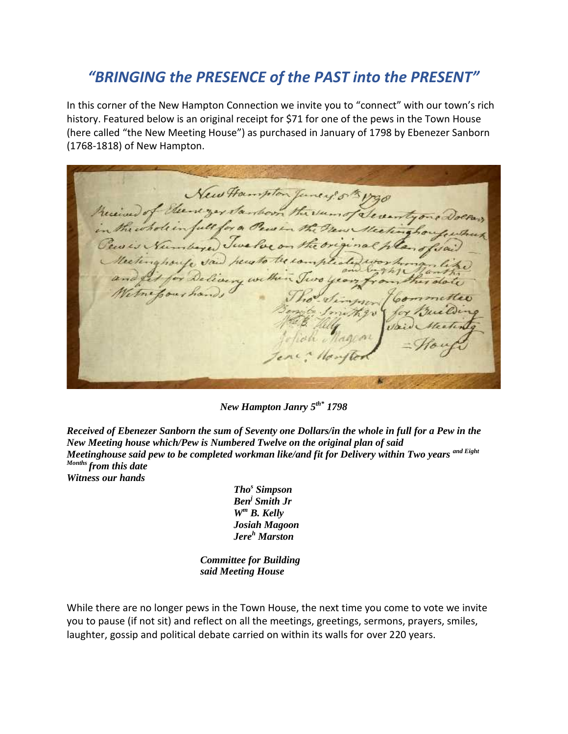# *"BRINGING the PRESENCE of the PAST into the PRESENT"*

In this corner of the New Hampton Connection we invite you to "connect" with our town's rich history. Featured below is an original receipt for $71 for one of the pews in the Town House (here called "the New Meeting House") as purchased in January of 1798 by Ebenezer Sanborn (1768-1818) of New Hampton.

***New Hampton Janry 5th\* 1798***

***Received of Ebenezer Sanborn the sum of Seventy one Dollars/in the whole in full for a Pew in the New Meeting house which/Pew is Numbered Twelve on the original plan of said Meetinghouse said pew to be completed workman like/and fit for Delivery within Two years and Eight Months from this date***
***Witness our hands***

> ***Thos Simpson***
> ***Benj Smith Jr***
> ***Wm B. Kelly***
> ***Josiah Magoon***
> ***Jereh Marston***
>
> ***Committee for Building said Meeting House***

While there are no longer pews in the Town House, the next time you come to vote we invite you to pause (if not sit) and reflect on all the meetings, greetings, sermons, prayers, smiles, laughter, gossip and political debate carried on within its walls for over 220 years.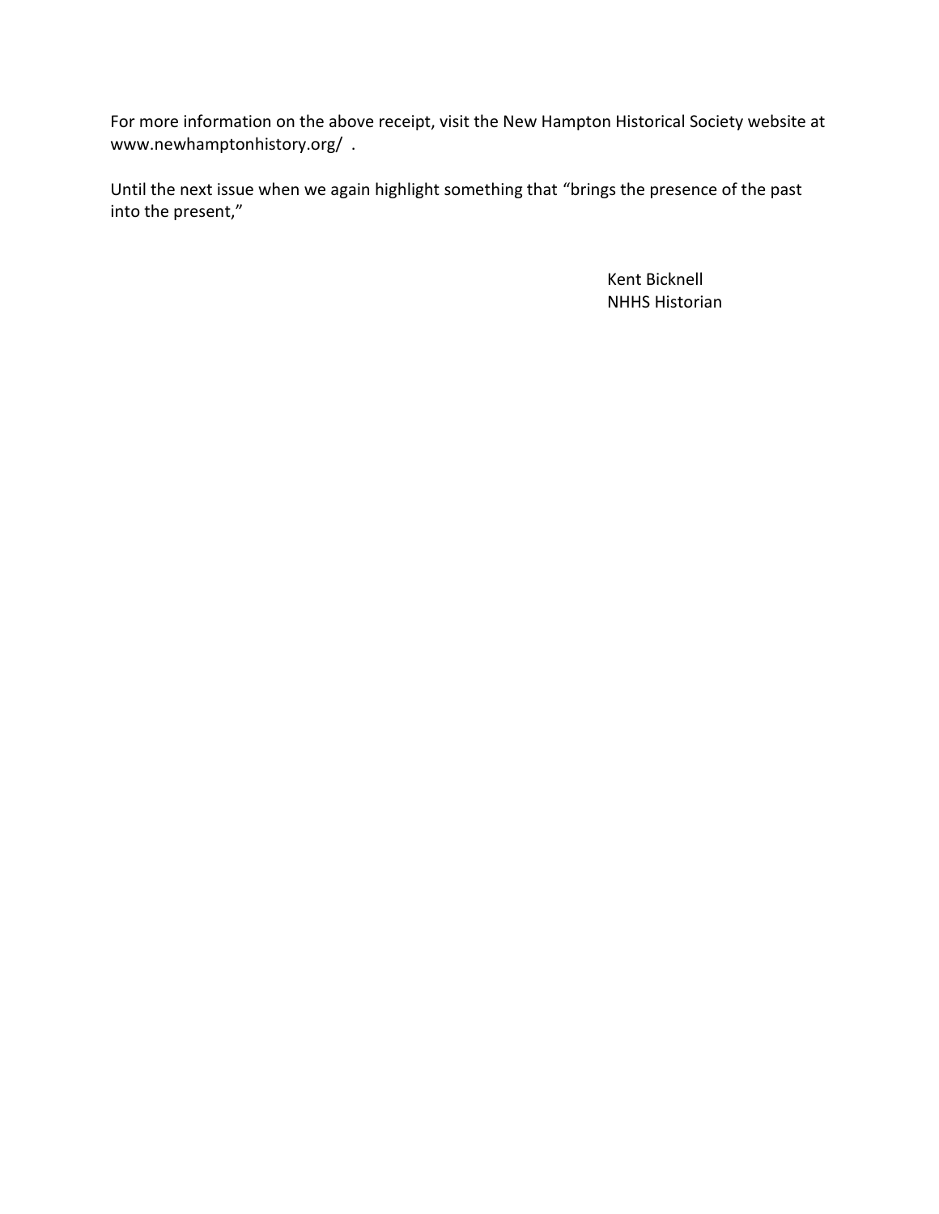For more information on the above receipt, visit the New Hampton Historical Society website at www.newhamptonhistory.org/ .

Until the next issue when we again highlight something that "brings the presence of the past into the present,"

Kent Bicknell
NHHS Historian